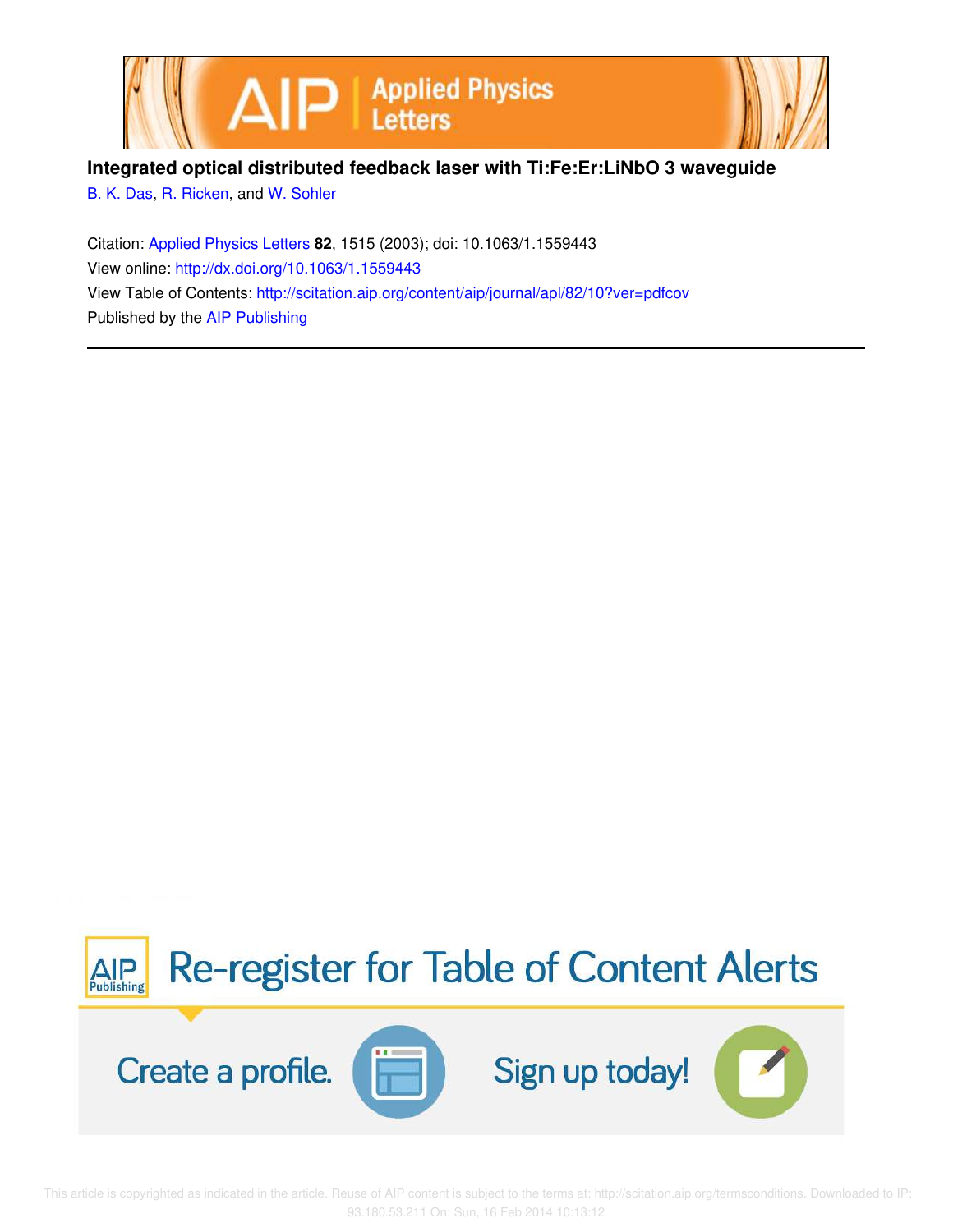**Integrated optical distributed feedback laser with Ti:Fe:Er:LiNbO 3 waveguide**

B. K. Das, R. Ricken, and W. Sohler

Citation: Applied Physics Letters **82**, 1515 (2003); doi: 10.1063/1.1559443

View online: http://dx.doi.org/10.1063/1.1559443

View Table of Contents: http://scitation.aip.org/content/aip/journal/apl/82/10?ver=pdfcov

Published by the AIP Publishing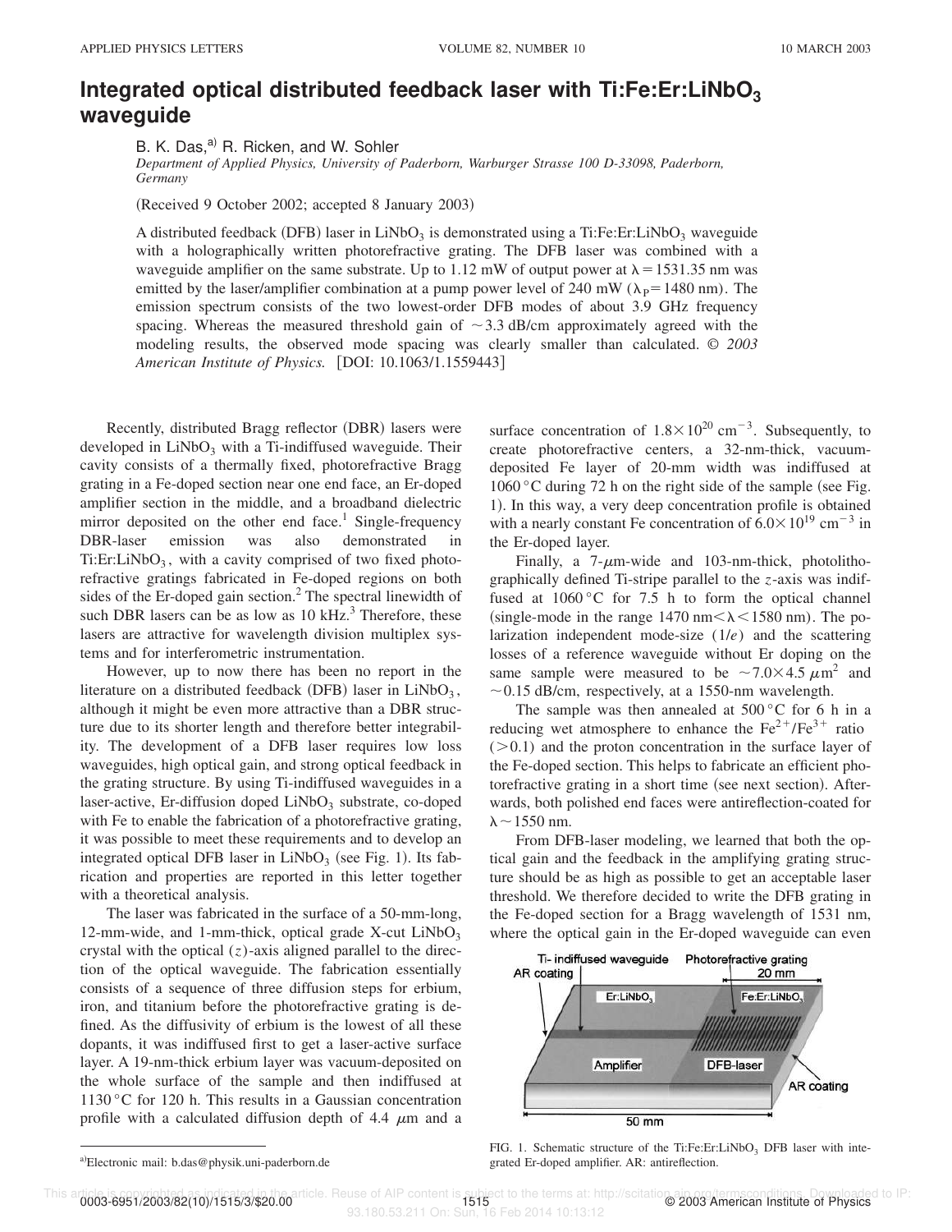# Integrated optical distributed feedback laser with Ti:Fe:Er:LiNbO$_3$ waveguide

B. K. Das,[a] R. Ricken, and W. Sohler

*Department of Applied Physics, University of Paderborn, Warburger Strasse 100 D-33098, Paderborn, Germany*

(Received 9 October 2002; accepted 8 January 2003)

A distributed feedback (DFB) laser in LiNbO$_3$ is demonstrated using a Ti:Fe:Er:LiNbO$_3$ waveguide with a holographically written photorefractive grating. The DFB laser was combined with a waveguide amplifier on the same substrate. Up to 1.12 mW of output power at $\lambda = 1531.35$ nm was emitted by the laser/amplifier combination at a pump power level of 240 mW ($\lambda_P = 1480$ nm). The emission spectrum consists of the two lowest-order DFB modes of about 3.9 GHz frequency spacing. Whereas the measured threshold gain of ~3.3 dB/cm approximately agreed with the modeling results, the observed mode spacing was clearly smaller than calculated. © *2003 American Institute of Physics.* [DOI: 10.1063/1.1559443]

Recently, distributed Bragg reflector (DBR) lasers were developed in LiNbO$_3$ with a Ti-indiffused waveguide. Their cavity consists of a thermally fixed, photorefractive Bragg grating in a Fe-doped section near one end face, an Er-doped amplifier section in the middle, and a broadband dielectric mirror deposited on the other end face.[1] Single-frequency DBR-laser emission was also demonstrated in Ti:Er:LiNbO$_3$, with a cavity comprised of two fixed photorefractive gratings fabricated in Fe-doped regions on both sides of the Er-doped gain section.[2] The spectral linewidth of such DBR lasers can be as low as 10 kHz.[3] Therefore, these lasers are attractive for wavelength division multiplex systems and for interferometric instrumentation.

However, up to now there has been no report in the literature on a distributed feedback (DFB) laser in LiNbO$_3$, although it might be even more attractive than a DBR structure due to its shorter length and therefore better integrability. The development of a DFB laser requires low loss waveguides, high optical gain, and strong optical feedback in the grating structure. By using Ti-indiffused waveguides in a laser-active, Er-diffusion doped LiNbO$_3$ substrate, co-doped with Fe to enable the fabrication of a photorefractive grating, it was possible to meet these requirements and to develop an integrated optical DFB laser in LiNbO$_3$ (see Fig. 1). Its fabrication and properties are reported in this letter together with a theoretical analysis.

The laser was fabricated in the surface of a 50-mm-long, 12-mm-wide, and 1-mm-thick, optical grade X-cut LiNbO$_3$ crystal with the optical ($z$)-axis aligned parallel to the direction of the optical waveguide. The fabrication essentially consists of a sequence of three diffusion steps for erbium, iron, and titanium before the photorefractive grating is defined. As the diffusivity of erbium is the lowest of all these dopants, it was indiffused first to get a laser-active surface layer. A 19-nm-thick erbium layer was vacuum-deposited on the whole surface of the sample and then indiffused at 1130 °C for 120 h. This results in a Gaussian concentration profile with a calculated diffusion depth of 4.4 $\mu$m and a surface concentration of $1.8\times10^{20}$ cm$^{-3}$. Subsequently, to create photorefractive centers, a 32-nm-thick, vacuum-deposited Fe layer of 20-mm width was indiffused at 1060 °C during 72 h on the right side of the sample (see Fig. 1). In this way, a very deep concentration profile is obtained with a nearly constant Fe concentration of $6.0\times10^{19}$ cm$^{-3}$ in the Er-doped layer.

Finally, a 7-$\mu$m-wide and 103-nm-thick, photolithographically defined Ti-stripe parallel to the $z$-axis was indiffused at 1060 °C for 7.5 h to form the optical channel (single-mode in the range 1470 nm$<\lambda<$1580 nm). The polarization independent mode-size ($1/e$) and the scattering losses of a reference waveguide without Er doping on the same sample were measured to be ~$7.0\times4.5$ $\mu$m$^2$ and ~0.15 dB/cm, respectively, at a 1550-nm wavelength.

The sample was then annealed at 500 °C for 6 h in a reducing wet atmosphere to enhance the $Fe^{2+}/Fe^{3+}$ ratio (>0.1) and the proton concentration in the surface layer of the Fe-doped section. This helps to fabricate an efficient photorefractive grating in a short time (see next section). Afterwards, both polished end faces were antireflection-coated for $\lambda$~1550 nm.

From DFB-laser modeling, we learned that both the optical gain and the feedback in the amplifying grating structure should be as high as possible to get an acceptable laser threshold. We therefore decided to write the DFB grating in the Fe-doped section for a Bragg wavelength of 1531 nm, where the optical gain in the Er-doped waveguide can even

FIG. 1. Schematic structure of the Ti:Fe:Er:LiNbO$_3$ DFB laser with integrated Er-doped amplifier. AR: antireflection.

[a]Electronic mail: b.das@physik.uni-paderborn.de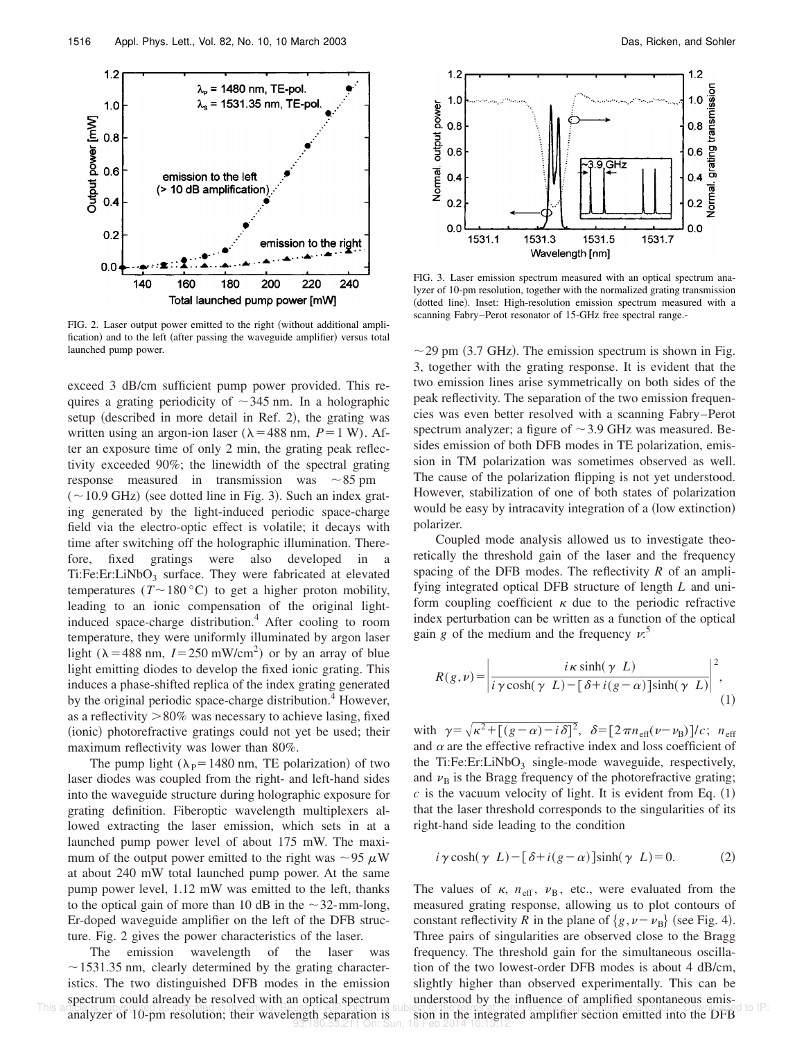FIG. 2. Laser output power emitted to the right (without additional amplification) and to the left (after passing the waveguide amplifier) versus total launched pump power.

exceed 3 dB/cm sufficient pump power provided. This requires a grating periodicity of ~345 nm. In a holographic setup (described in more detail in Ref. 2), the grating was written using an argon-ion laser ($\lambda = 488$ nm, $P = 1$ W). After an exposure time of only 2 min, the grating peak reflectivity exceeded 90%; the linewidth of the spectral grating response measured in transmission was ~85 pm (~10.9 GHz) (see dotted line in Fig. 3). Such an index grating generated by the light-induced periodic space-charge field via the electro-optic effect is volatile; it decays with time after switching off the holographic illumination. Therefore, fixed gratings were also developed in a Ti:Fe:Er:LiNbO$_3$ surface. They were fabricated at elevated temperatures ($T \sim 180$ °C) to get a higher proton mobility, leading to an ionic compensation of the original light-induced space-charge distribution.[4] After cooling to room temperature, they were uniformly illuminated by argon laser light ($\lambda = 488$ nm, $I = 250$ mW/cm$^2$) or by an array of blue light emitting diodes to develop the fixed ionic grating. This induces a phase-shifted replica of the index grating generated by the original periodic space-charge distribution.[4] However, as a reflectivity >80% was necessary to achieve lasing, fixed (ionic) photorefractive gratings could not yet be used; their maximum reflectivity was lower than 80%.

The pump light ($\lambda_P = 1480$ nm, TE polarization) of two laser diodes was coupled from the right- and left-hand sides into the waveguide structure during holographic exposure for grating definition. Fiberoptic wavelength multiplexers allowed extracting the laser emission, which sets in at a launched pump power level of about 175 mW. The maximum of the output power emitted to the right was ~95 $\mu$W at about 240 mW total launched pump power. At the same pump power level, 1.12 mW was emitted to the left, thanks to the optical gain of more than 10 dB in the ~32-mm-long, Er-doped waveguide amplifier on the left of the DFB structure. Fig. 2 gives the power characteristics of the laser.

The emission wavelength of the laser was ~1531.35 nm, clearly determined by the grating characteristics. The two distinguished DFB modes in the emission spectrum could already be resolved with an optical spectrum analyzer of 10-pm resolution; their wavelength separation is ~29 pm (3.7 GHz). The emission spectrum is shown in Fig. 3, together with the grating response. It is evident that the two emission lines arise symmetrically on both sides of the peak reflectivity. The separation of the two emission frequencies was even better resolved with a scanning Fabry–Perot spectrum analyzer; a figure of ~3.9 GHz was measured. Besides emission of both DFB modes in TE polarization, emission in TM polarization was sometimes observed as well. The cause of the polarization flipping is not yet understood. However, stabilization of one of both states of polarization would be easy by intracavity integration of a (low extinction) polarizer.

FIG. 3. Laser emission spectrum measured with an optical spectrum analyzer of 10-pm resolution, together with the normalized grating transmission (dotted line). Inset: High-resolution emission spectrum measured with a scanning Fabry–Perot resonator of 15-GHz free spectral range.-

Coupled mode analysis allowed us to investigate theoretically the threshold gain of the laser and the frequency spacing of the DFB modes. The reflectivity $R$ of an amplifying integrated optical DFB structure of length $L$ and uniform coupling coefficient $\kappa$ due to the periodic refractive index perturbation can be written as a function of the optical gain $g$ of the medium and the frequency $\nu$:[5]

$$R(g,\nu) = \left| \frac{i\kappa \sinh(\gamma L)}{i\gamma \cosh(\gamma L) - [\delta + i(g-\alpha)]\sinh(\gamma L)} \right|^2, \tag{1}$$

with $\gamma = \sqrt{\kappa^2 + [(g-\alpha) - i\delta]^2}$, $\delta = [2\pi n_{\mathrm{eff}}(\nu - \nu_B)]/c$; $n_{\mathrm{eff}}$ and $\alpha$ are the effective refractive index and loss coefficient of the Ti:Fe:Er:LiNbO$_3$ single-mode waveguide, respectively, and $\nu_B$ is the Bragg frequency of the photorefractive grating; $c$ is the vacuum velocity of light. It is evident from Eq. (1) that the laser threshold corresponds to the singularities of its right-hand side leading to the condition

$$i\gamma \cosh(\gamma L) - [\delta + i(g-\alpha)]\sinh(\gamma L) = 0. \tag{2}$$

The values of $\kappa$, $n_{\mathrm{eff}}$, $\nu_B$, etc., were evaluated from the measured grating response, allowing us to plot contours of constant reflectivity $R$ in the plane of $\{g, \nu - \nu_B\}$ (see Fig. 4). Three pairs of singularities are observed close to the Bragg frequency. The threshold gain for the simultaneous oscillation of the two lowest-order DFB modes is about 4 dB/cm, slightly higher than observed experimentally. This can be understood by the influence of amplified spontaneous emission in the integrated amplifier section emitted into the DFB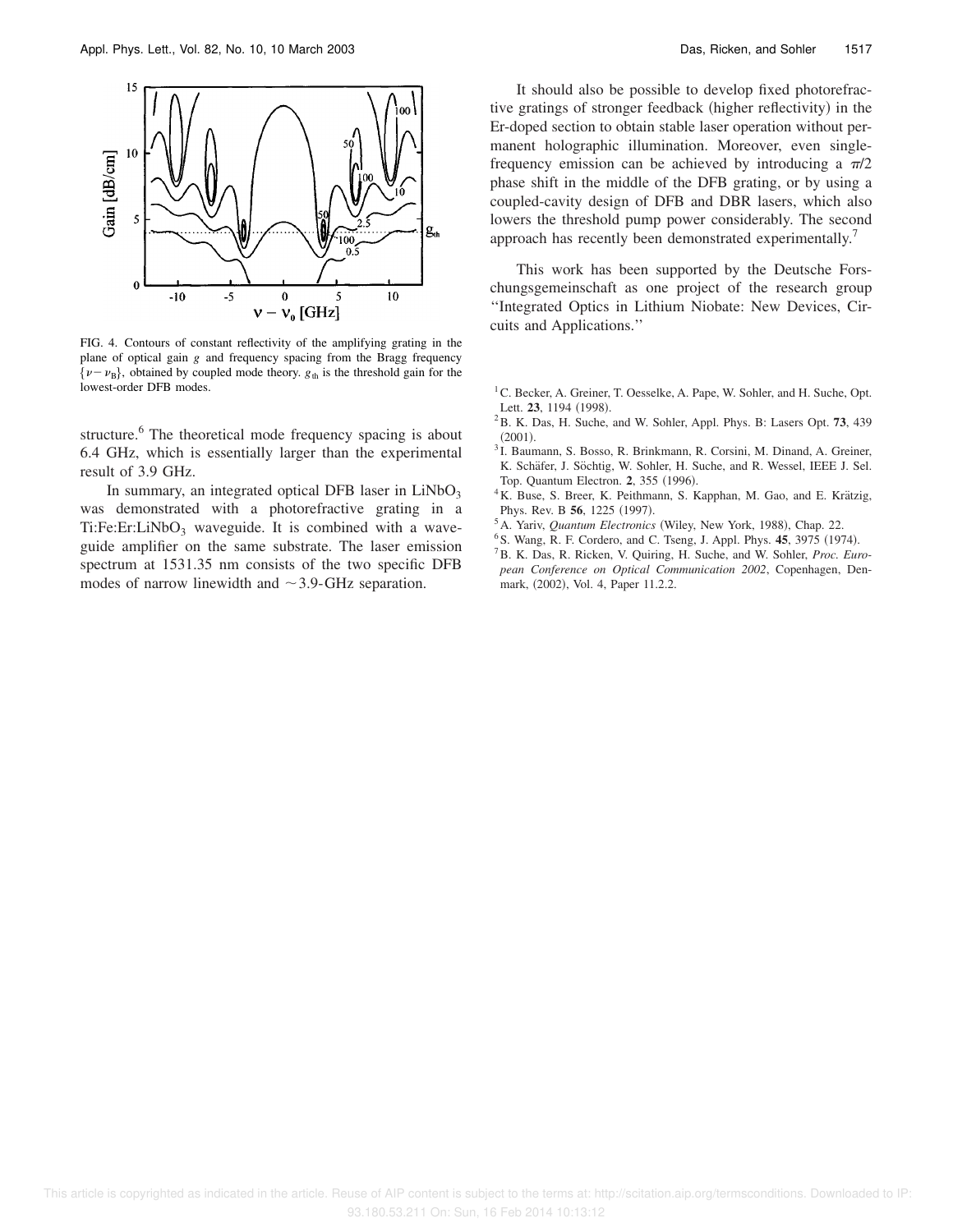15

10

5

0

Gain [dB/cm]

-10

-5

0

5

10

$\nu - \nu_0$ [GHz]

100

50

100

10

50

2.5

100

0.5

$g_{th}$

FIG. 4. Contours of constant reflectivity of the amplifying grating in the plane of optical gain $g$ and frequency spacing from the Bragg frequency $\{\nu - \nu_B\}$, obtained by coupled mode theory. $g_{th}$ is the threshold gain for the lowest-order DFB modes.

structure.[6] The theoretical mode frequency spacing is about 6.4 GHz, which is essentially larger than the experimental result of 3.9 GHz.

In summary, an integrated optical DFB laser in $LiNbO_3$ was demonstrated with a photorefractive grating in a Ti:Fe:Er:$LiNbO_3$ waveguide. It is combined with a waveguide amplifier on the same substrate. The laser emission spectrum at 1531.35 nm consists of the two specific DFB modes of narrow linewidth and ~3.9-GHz separation.

It should also be possible to develop fixed photorefractive gratings of stronger feedback (higher reflectivity) in the Er-doped section to obtain stable laser operation without permanent holographic illumination. Moreover, even single-frequency emission can be achieved by introducing a $\pi/2$ phase shift in the middle of the DFB grating, or by using a coupled-cavity design of DFB and DBR lasers, which also lowers the threshold pump power considerably. The second approach has recently been demonstrated experimentally.[7]

This work has been supported by the Deutsche Forschungsgemeinschaft as one project of the research group "Integrated Optics in Lithium Niobate: New Devices, Circuits and Applications."

[1] C. Becker, A. Greiner, T. Oesselke, A. Pape, W. Sohler, and H. Suche, Opt. Lett. **23**, 1194 (1998).

[2] B. K. Das, H. Suche, and W. Sohler, Appl. Phys. B: Lasers Opt. **73**, 439 (2001).

[3] I. Baumann, S. Bosso, R. Brinkmann, R. Corsini, M. Dinand, A. Greiner, K. Schäfer, J. Söchtig, W. Sohler, H. Suche, and R. Wessel, IEEE J. Sel. Top. Quantum Electron. **2**, 355 (1996).

[4] K. Buse, S. Breer, K. Peithmann, S. Kapphan, M. Gao, and E. Krätzig, Phys. Rev. B **56**, 1225 (1997).

[5] A. Yariv, *Quantum Electronics* (Wiley, New York, 1988), Chap. 22.

[6] S. Wang, R. F. Cordero, and C. Tseng, J. Appl. Phys. **45**, 3975 (1974).

[7] B. K. Das, R. Ricken, V. Quiring, H. Suche, and W. Sohler, *Proc. European Conference on Optical Communication 2002*, Copenhagen, Denmark, (2002), Vol. 4, Paper 11.2.2.